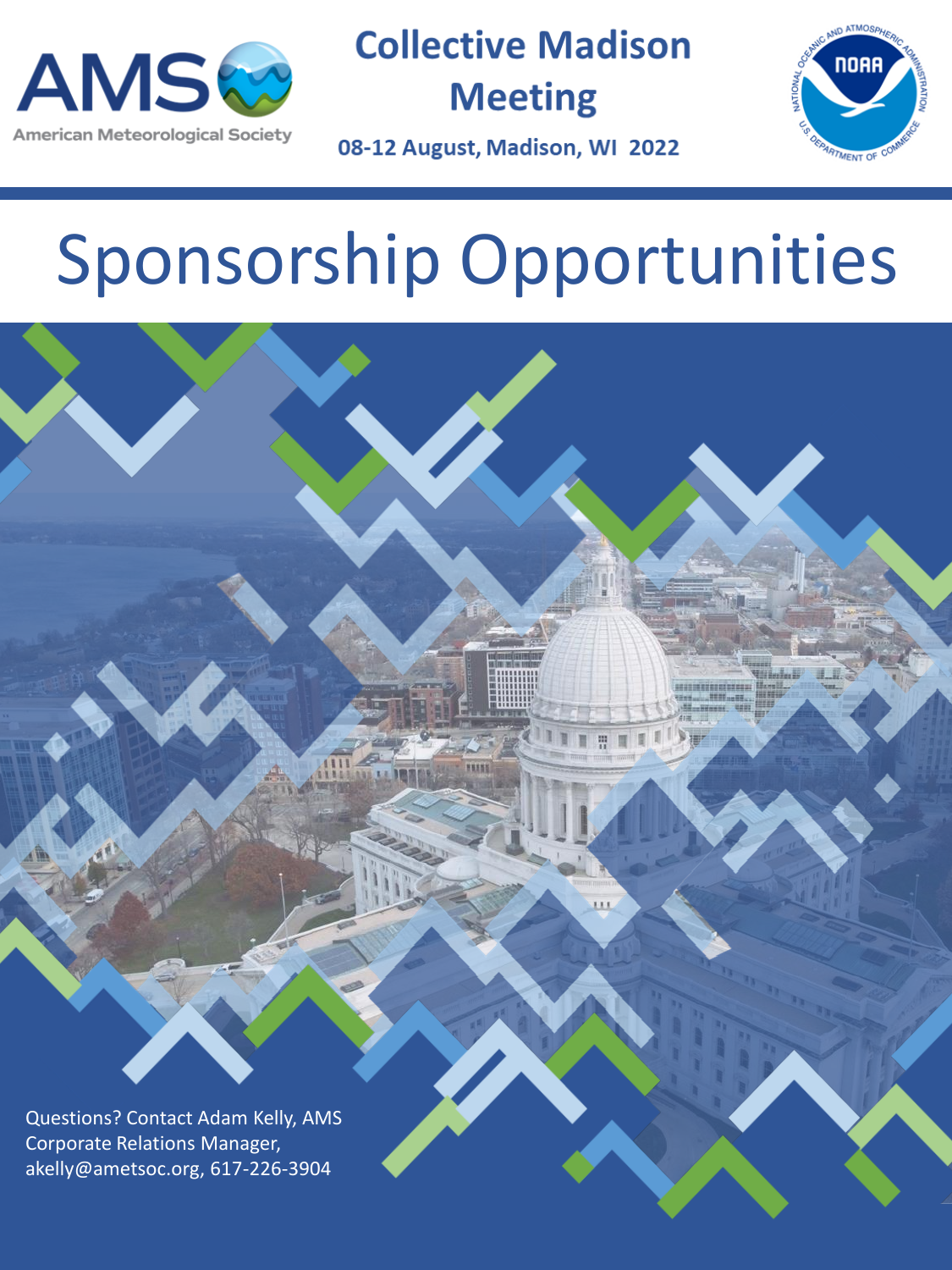AMS

American Meteorological Society

# Collective Madison Meeting

08-12 August, Madison, WI 2022

NOAA

NATIONAL OCEANIC AND ATMOSPHERIC ADMINISTRATION

U.S. DEPARTMENT OF COMMERCE

# Sponsorship Opportunities

Questions? Contact Adam Kelly, AMS Corporate Relations Manager, akelly@ametsoc.org, 617-226-3904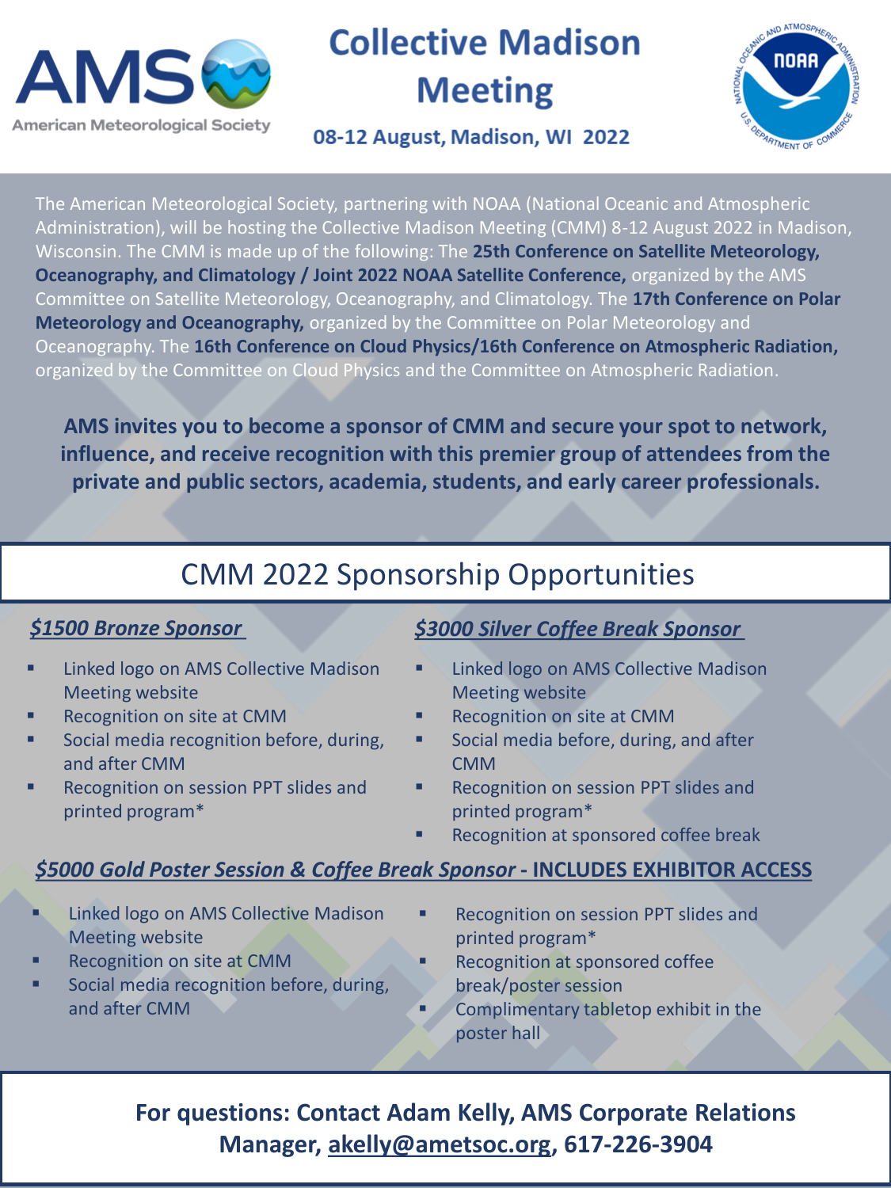# Collective Madison Meeting

**08-12 August, Madison, WI 2022**

The American Meteorological Society, partnering with NOAA (National Oceanic and Atmospheric Administration), will be hosting the Collective Madison Meeting (CMM) 8-12 August 2022 in Madison, Wisconsin. The CMM is made up of the following: The **25th Conference on Satellite Meteorology, Oceanography, and Climatology / Joint 2022 NOAA Satellite Conference,** organized by the AMS Committee on Satellite Meteorology, Oceanography, and Climatology. The **17th Conference on Polar Meteorology and Oceanography,** organized by the Committee on Polar Meteorology and Oceanography. The **16th Conference on Cloud Physics/16th Conference on Atmospheric Radiation,** organized by the Committee on Cloud Physics and the Committee on Atmospheric Radiation.

**AMS invites you to become a sponsor of CMM and secure your spot to network, influence, and receive recognition with this premier group of attendees from the private and public sectors, academia, students, and early career professionals.**

## CMM 2022 Sponsorship Opportunities

### *$1500 Bronze Sponsor*

- Linked logo on AMS Collective Madison Meeting website
- Recognition on site at CMM
- Social media recognition before, during, and after CMM
- Recognition on session PPT slides and printed program*

### *$3000 Silver Coffee Break Sponsor*

- Linked logo on AMS Collective Madison Meeting website
- Recognition on site at CMM
- Social media before, during, and after CMM
- Recognition on session PPT slides and printed program*
- Recognition at sponsored coffee break

### *$5000 Gold Poster Session & Coffee Break Sponsor* - INCLUDES EXHIBITOR ACCESS

- Linked logo on AMS Collective Madison Meeting website
- Recognition on site at CMM
- Social media recognition before, during, and after CMM
- Recognition on session PPT slides and printed program*
- Recognition at sponsored coffee break/poster session
- Complimentary tabletop exhibit in the poster hall

**For questions: Contact Adam Kelly, AMS Corporate Relations Manager, akelly@ametsoc.org, 617-226-3904**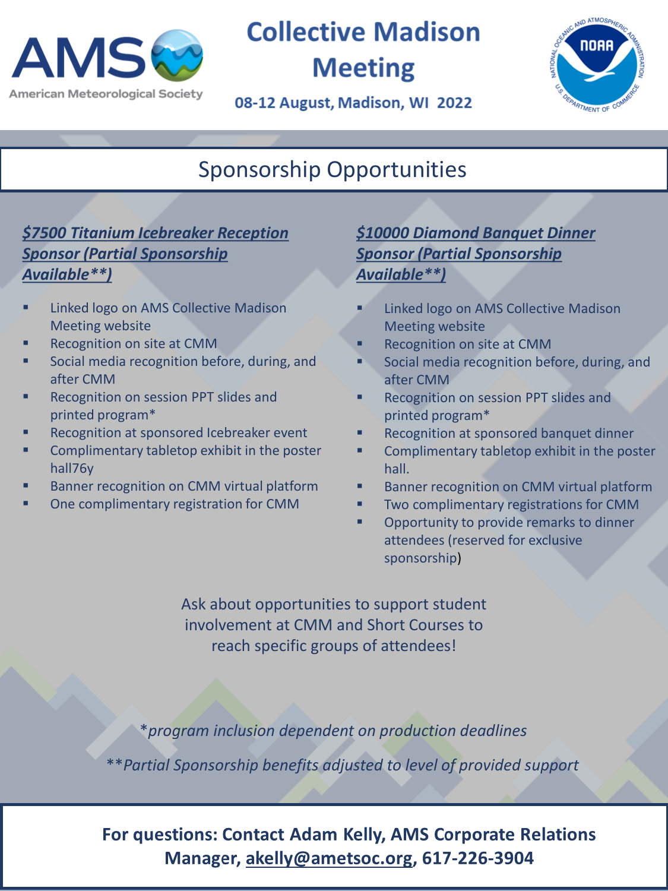AMS American Meteorological Society

# Collective Madison Meeting

08-12 August, Madison, WI 2022

## Sponsorship Opportunities

### *$7500 Titanium Icebreaker Reception Sponsor (Partial Sponsorship Available**)*

- Linked logo on AMS Collective Madison Meeting website
- Recognition on site at CMM
- Social media recognition before, during, and after CMM
- Recognition on session PPT slides and printed program*
- Recognition at sponsored Icebreaker event
- Complimentary tabletop exhibit in the poster hall76y
- Banner recognition on CMM virtual platform
- One complimentary registration for CMM

### *$10000 Diamond Banquet Dinner Sponsor (Partial Sponsorship Available**)*

- Linked logo on AMS Collective Madison Meeting website
- Recognition on site at CMM
- Social media recognition before, during, and after CMM
- Recognition on session PPT slides and printed program*
- Recognition at sponsored banquet dinner
- Complimentary tabletop exhibit in the poster hall.
- Banner recognition on CMM virtual platform
- Two complimentary registrations for CMM
- Opportunity to provide remarks to dinner attendees (reserved for exclusive sponsorship)

Ask about opportunities to support student involvement at CMM and Short Courses to reach specific groups of attendees!

**program inclusion dependent on production deadlines*

***Partial Sponsorship benefits adjusted to level of provided support*

**For questions: Contact Adam Kelly, AMS Corporate Relations Manager, akelly@ametsoc.org, 617-226-3904**